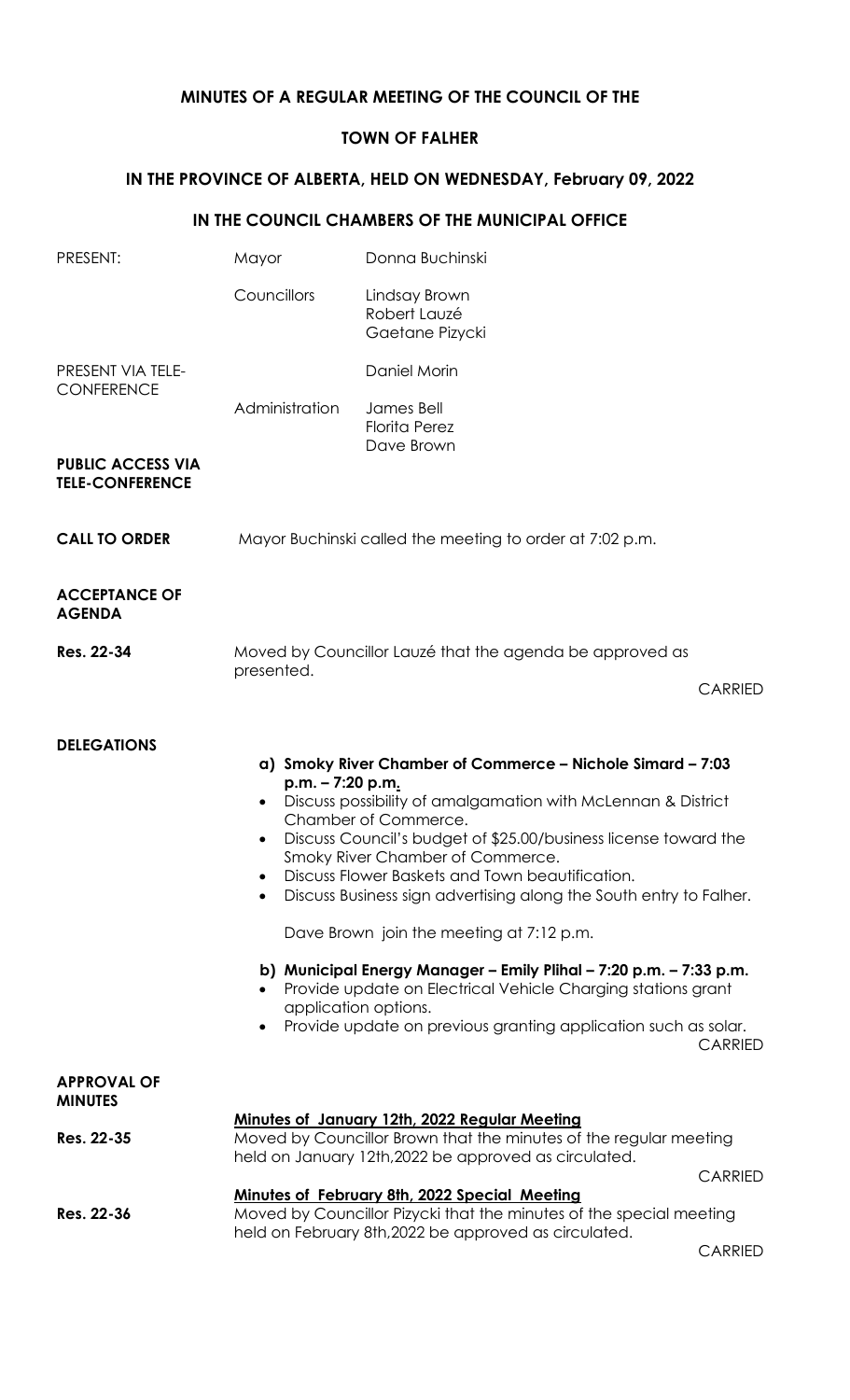# MINUTES OF A REGULAR MEETING OF THE COUNCIL OF THE

# TOWN OF FALHER

## IN THE PROVINCE OF ALBERTA, HELD ON WEDNESDAY, February 09, 2022

## IN THE COUNCIL CHAMBERS OF THE MUNICIPAL OFFICE

| | | |
|---|---|---|
| PRESENT: | Mayor | Donna Buchinski |
| | Councillors | Lindsay Brown<br>Robert Lauzé<br>Gaetane Pizycki |
| PRESENT VIA TELE-CONFERENCE | | Daniel Morin |
| | Administration | James Bell<br>Florita Perez<br>Dave Brown |
| **PUBLIC ACCESS VIA TELE-CONFERENCE** | | |

**CALL TO ORDER** Mayor Buchinski called the meeting to order at 7:02 p.m.

**ACCEPTANCE OF AGENDA**

**Res. 22-34** Moved by Councillor Lauzé that the agenda be approved as presented.

CARRIED

**DELEGATIONS**

**a) Smoky River Chamber of Commerce – Nichole Simard – 7:03 p.m. – 7:20 p.m.**

- Discuss possibility of amalgamation with McLennan & District Chamber of Commerce.
- Discuss Council's budget of $25.00/business license toward the Smoky River Chamber of Commerce.
- Discuss Flower Baskets and Town beautification.
- Discuss Business sign advertising along the South entry to Falher.

Dave Brown join the meeting at 7:12 p.m.

**b) Municipal Energy Manager – Emily Plihal – 7:20 p.m. – 7:33 p.m.**

- Provide update on Electrical Vehicle Charging stations grant application options.
- Provide update on previous granting application such as solar.

CARRIED

**APPROVAL OF MINUTES**

**Minutes of January 12th, 2022 Regular Meeting**

**Res. 22-35** Moved by Councillor Brown that the minutes of the regular meeting held on January 12th,2022 be approved as circulated.

CARRIED

**Minutes of February 8th, 2022 Special Meeting**

**Res. 22-36** Moved by Councillor Pizycki that the minutes of the special meeting held on February 8th,2022 be approved as circulated.

CARRIED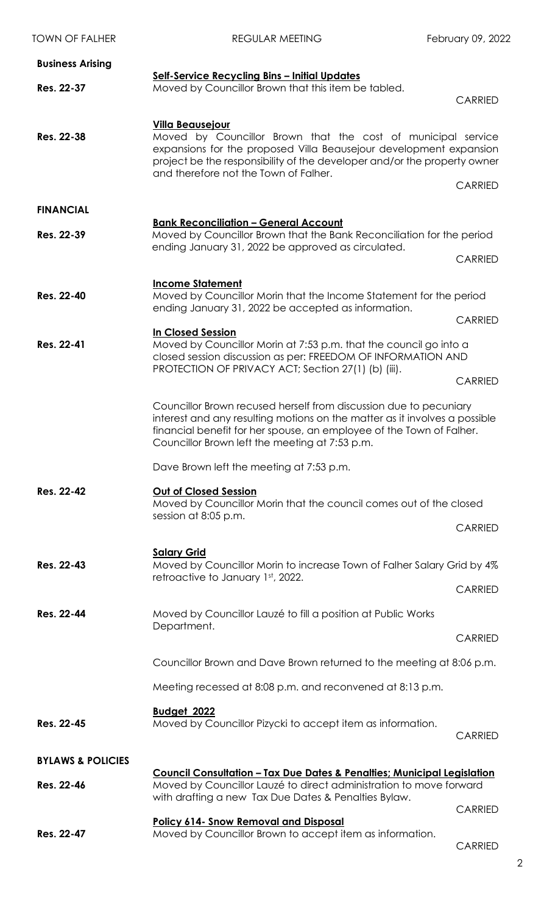**Business Arising**

**Self-Service Recycling Bins – Initial Updates**

**Res. 22-37** Moved by Councillor Brown that this item be tabled.

CARRIED

**Villa Beausejour**

**Res. 22-38** Moved by Councillor Brown that the cost of municipal service expansions for the proposed Villa Beausejour development expansion project be the responsibility of the developer and/or the property owner and therefore not the Town of Falher.

CARRIED

**FINANCIAL**

**Bank Reconciliation – General Account**

**Res. 22-39** Moved by Councillor Brown that the Bank Reconciliation for the period ending January 31, 2022 be approved as circulated.

CARRIED

**Income Statement**

**Res. 22-40** Moved by Councillor Morin that the Income Statement for the period ending January 31, 2022 be accepted as information.

CARRIED

**In Closed Session**

**Res. 22-41** Moved by Councillor Morin at 7:53 p.m. that the council go into a closed session discussion as per: FREEDOM OF INFORMATION AND PROTECTION OF PRIVACY ACT; Section 27(1) (b) (iii).

CARRIED

Councillor Brown recused herself from discussion due to pecuniary interest and any resulting motions on the matter as it involves a possible financial benefit for her spouse, an employee of the Town of Falher. Councillor Brown left the meeting at 7:53 p.m.

Dave Brown left the meeting at 7:53 p.m.

**Res. 22-42** **Out of Closed Session**

Moved by Councillor Morin that the council comes out of the closed session at 8:05 p.m.

CARRIED

**Salary Grid**

**Res. 22-43** Moved by Councillor Morin to increase Town of Falher Salary Grid by 4% retroactive to January 1st, 2022.

CARRIED

**Res. 22-44** Moved by Councillor Lauzé to fill a position at Public Works Department.

CARRIED

Councillor Brown and Dave Brown returned to the meeting at 8:06 p.m.

Meeting recessed at 8:08 p.m. and reconvened at 8:13 p.m.

**Budget 2022**

**Res. 22-45** Moved by Councillor Pizycki to accept item as information.

CARRIED

**BYLAWS & POLICIES**

**Council Consultation – Tax Due Dates & Penalties; Municipal Legislation**

**Res. 22-46** Moved by Councillor Lauzé to direct administration to move forward with drafting a new Tax Due Dates & Penalties Bylaw.

CARRIED

**Policy 614- Snow Removal and Disposal**

**Res. 22-47** Moved by Councillor Brown to accept item as information.

CARRIED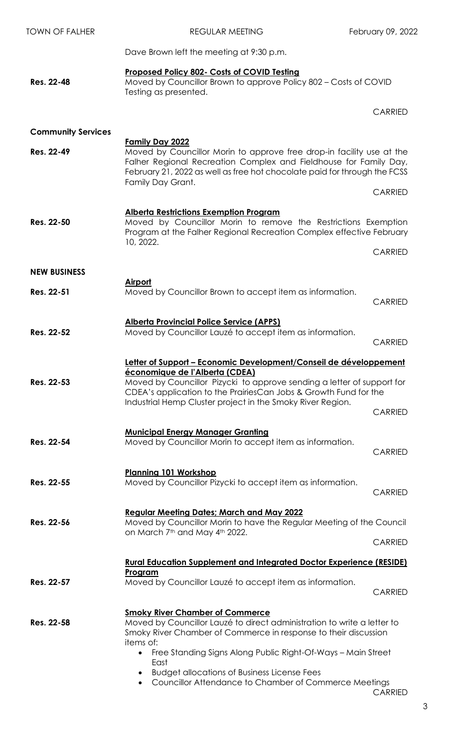Dave Brown left the meeting at 9:30 p.m.

**Res. 22-48**

**Proposed Policy 802- Costs of COVID Testing**

Moved by Councillor Brown to approve Policy 802 – Costs of COVID Testing as presented.

CARRIED

## Community Services

**Res. 22-49**

**Family Day 2022**

Moved by Councillor Morin to approve free drop-in facility use at the Falher Regional Recreation Complex and Fieldhouse for Family Day, February 21, 2022 as well as free hot chocolate paid for through the FCSS Family Day Grant.

CARRIED

**Res. 22-50**

**Alberta Restrictions Exemption Program**

Moved by Councillor Morin to remove the Restrictions Exemption Program at the Falher Regional Recreation Complex effective February 10, 2022.

CARRIED

## NEW BUSINESS

**Res. 22-51**

**Airport**

Moved by Councillor Brown to accept item as information.

CARRIED

**Res. 22-52**

**Alberta Provincial Police Service (APPS)**

Moved by Councillor Lauzé to accept item as information.

CARRIED

**Res. 22-53**

**Letter of Support – Economic Development/Conseil de développement économique de l'Alberta (CDEA)**

Moved by Councillor Pizycki to approve sending a letter of support for CDEA's application to the PrairiesCan Jobs & Growth Fund for the Industrial Hemp Cluster project in the Smoky River Region.

CARRIED

**Res. 22-54**

**Municipal Energy Manager Granting**

Moved by Councillor Morin to accept item as information.

CARRIED

**Res. 22-55**

**Planning 101 Workshop**

Moved by Councillor Pizycki to accept item as information.

CARRIED

**Res. 22-56**

**Regular Meeting Dates; March and May 2022**

Moved by Councillor Morin to have the Regular Meeting of the Council on March 7th and May 4th 2022.

CARRIED

**Res. 22-57**

**Rural Education Supplement and Integrated Doctor Experience (RESIDE) Program**

Moved by Councillor Lauzé to accept item as information.

CARRIED

**Res. 22-58**

**Smoky River Chamber of Commerce**

Moved by Councillor Lauzé to direct administration to write a letter to Smoky River Chamber of Commerce in response to their discussion items of:

- Free Standing Signs Along Public Right-Of-Ways – Main Street East
- Budget allocations of Business License Fees
- Councillor Attendance to Chamber of Commerce Meetings

CARRIED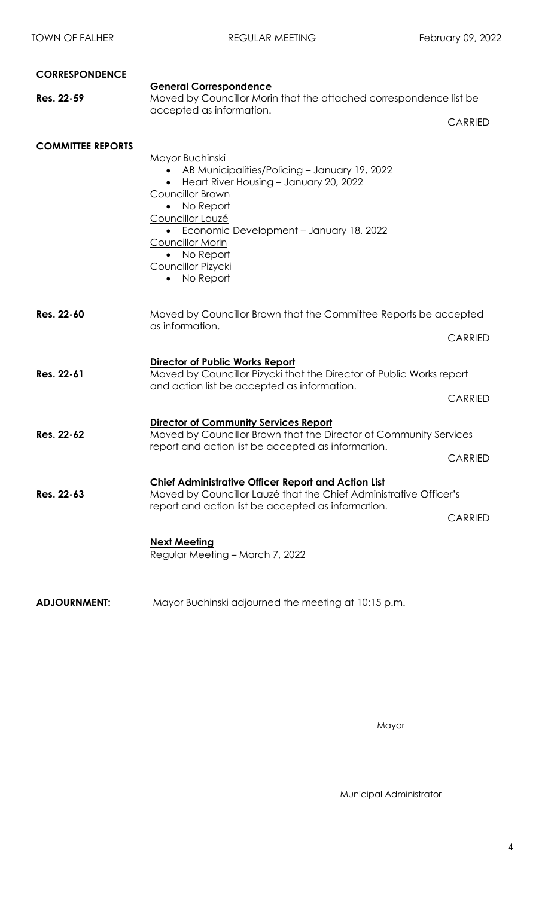**CORRESPONDENCE**

**General Correspondence**

**Res. 22-59** Moved by Councillor Morin that the attached correspondence list be accepted as information.

CARRIED

**COMMITTEE REPORTS**

Mayor Buchinski

- AB Municipalities/Policing – January 19, 2022
- Heart River Housing – January 20, 2022

Councillor Brown

- No Report

Councillor Lauzé

- Economic Development – January 18, 2022

Councillor Morin

- No Report

Councillor Pizycki

- No Report

**Res. 22-60** Moved by Councillor Brown that the Committee Reports be accepted as information.

CARRIED

**Director of Public Works Report**

**Res. 22-61** Moved by Councillor Pizycki that the Director of Public Works report and action list be accepted as information.

CARRIED

**Director of Community Services Report**

**Res. 22-62** Moved by Councillor Brown that the Director of Community Services report and action list be accepted as information.

CARRIED

**Chief Administrative Officer Report and Action List**

**Res. 22-63** Moved by Councillor Lauzé that the Chief Administrative Officer's report and action list be accepted as information.

CARRIED

**Next Meeting**

Regular Meeting – March 7, 2022

**ADJOURNMENT:** Mayor Buchinski adjourned the meeting at 10:15 p.m.

\_\_\_\_\_\_\_\_\_\_\_\_\_\_\_\_\_\_\_\_\_\_\_\_\_\_\_\_\_\_

Mayor

\_\_\_\_\_\_\_\_\_\_\_\_\_\_\_\_\_\_\_\_\_\_\_\_\_\_\_\_\_\_

Municipal Administrator